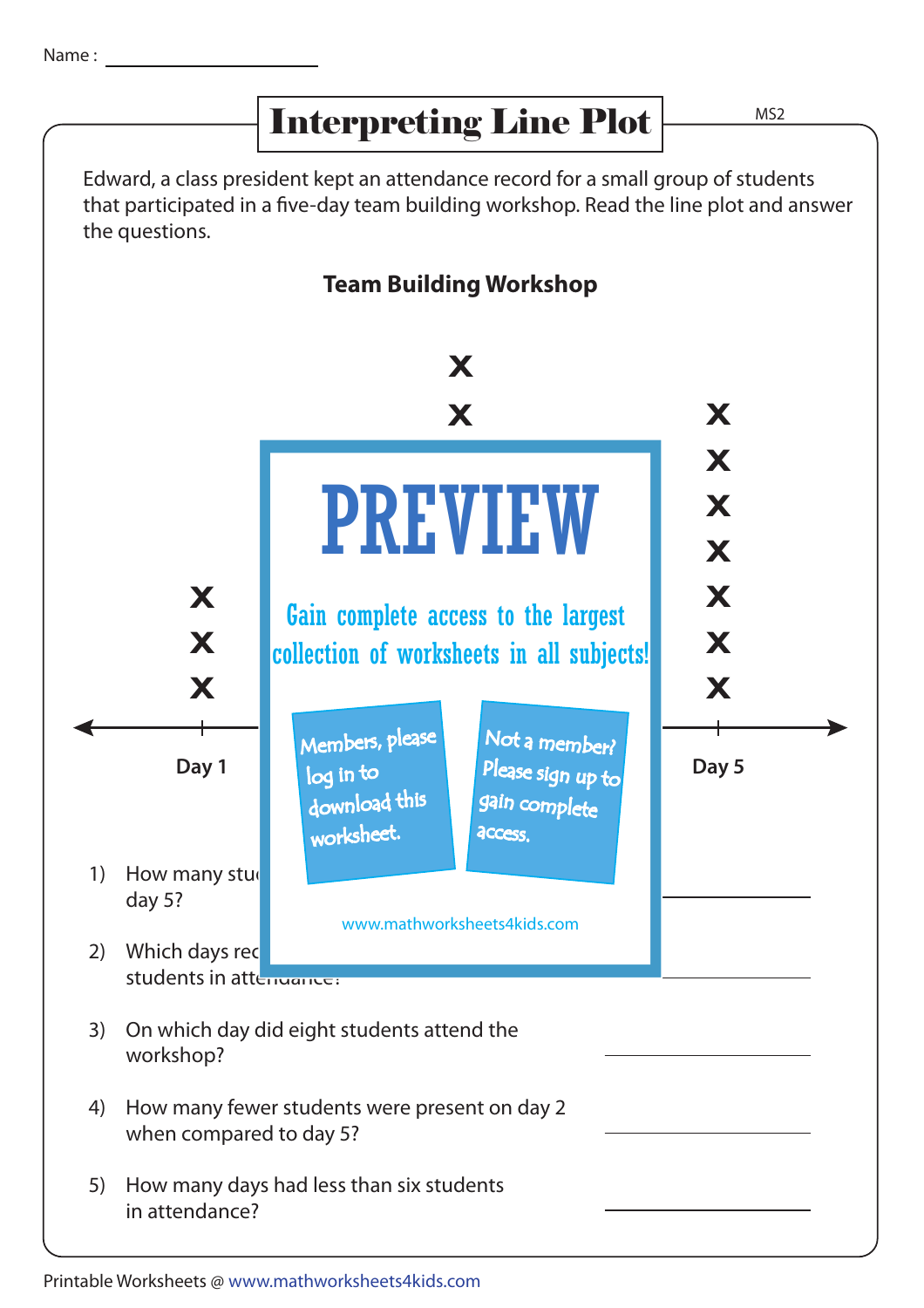Name : ____________________

# Interpreting Line Plot

MS2

Edward, a class president kept an attendance record for a small group of students that participated in a five-day team building workshop. Read the line plot and answer the questions.

**Team Building Workshop**

x x x x x x x x x x x x

**Day 1** **Day 5**

PREVIEW

Gain complete access to the largest collection of worksheets in all subjects!

Members, please log in to download this worksheet.

Not a member? Please sign up to gain complete access.

www.mathworksheets4kids.com

1) How many stu... day 5? ____________________

2) Which days rec... students in attendance? ____________________

3) On which day did eight students attend the workshop? ____________________

4) How many fewer students were present on day 2 when compared to day 5? ____________________

5) How many days had less than six students in attendance? ____________________

Printable Worksheets @ www.mathworksheets4kids.com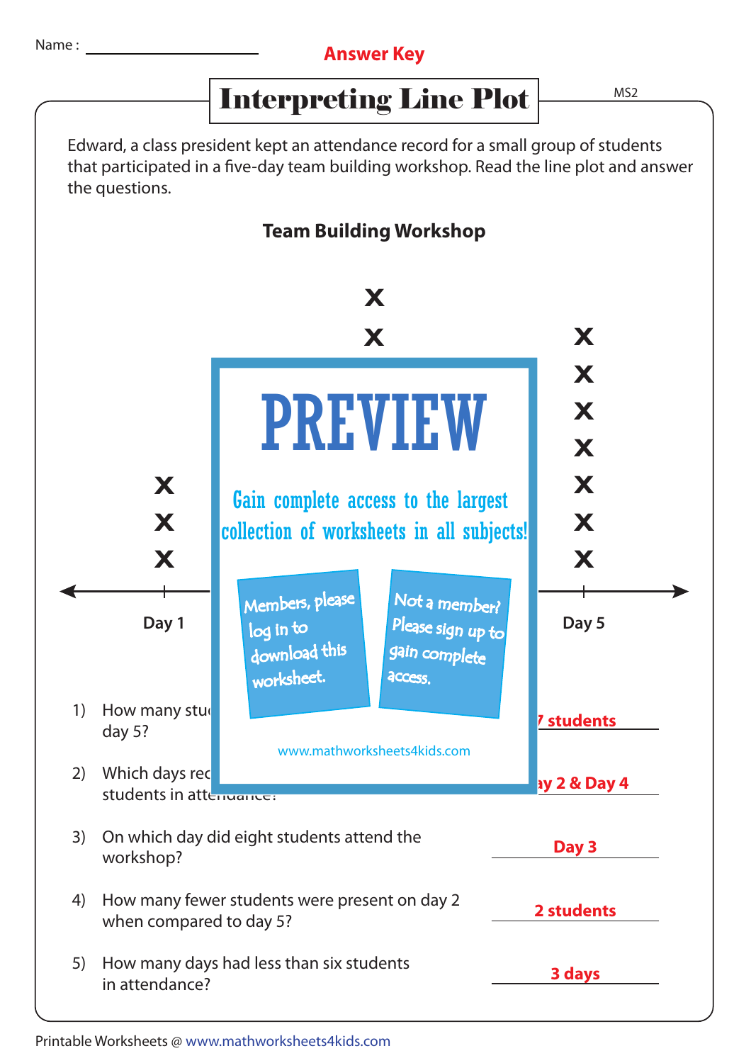Name : ____________________

**Answer Key**

# Interpreting Line Plot

MS2

Edward, a class president kept an attendance record for a small group of students that participated in a five-day team building workshop. Read the line plot and answer the questions.

**Team Building Workshop**

Day 1

Day 5

PREVIEW

Gain complete access to the largest collection of worksheets in all subjects!

Members, please log in to download this worksheet.

Not a member? Please sign up to gain complete access.

www.mathworksheets4kids.com

1) How many stu... day 5? **7 students**

2) Which days rec... students in attendance? **Day 2 & Day 4**

3) On which day did eight students attend the workshop? **Day 3**

4) How many fewer students were present on day 2 when compared to day 5? **2 students**

5) How many days had less than six students in attendance? **3 days**

Printable Worksheets @ www.mathworksheets4kids.com